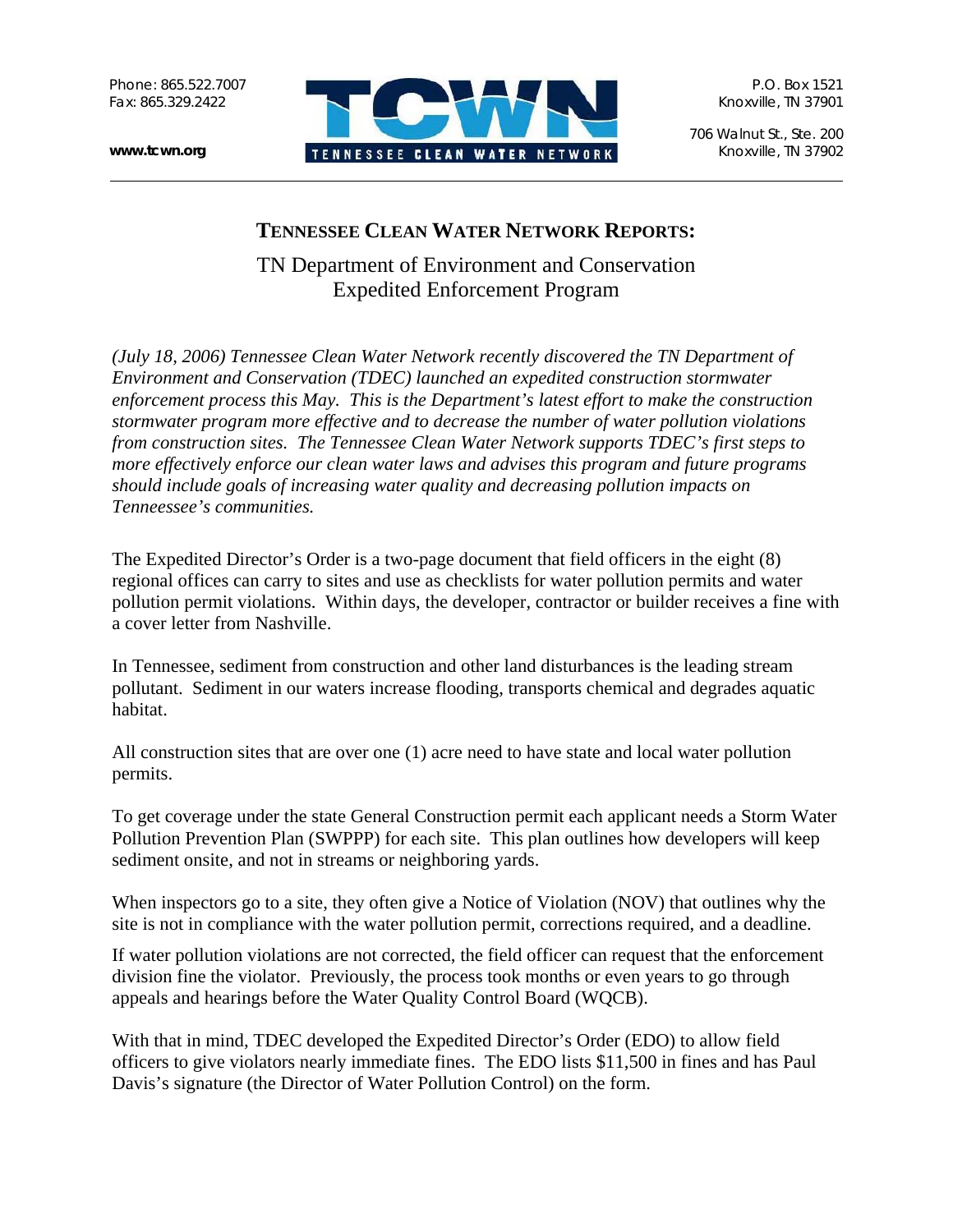Phone: 865.522.7007
Fax: 865.329.2422

**www.tcwn.org**

TCWN
TENNESSEE CLEAN WATER NETWORK

P.O. Box 1521
Knoxville, TN 37901

706 Walnut St., Ste. 200
Knoxville, TN 37902

---

## TENNESSEE CLEAN WATER NETWORK REPORTS:

### TN Department of Environment and Conservation Expedited Enforcement Program

*(July 18, 2006) Tennessee Clean Water Network recently discovered the TN Department of Environment and Conservation (TDEC) launched an expedited construction stormwater enforcement process this May. This is the Department's latest effort to make the construction stormwater program more effective and to decrease the number of water pollution violations from construction sites. The Tennessee Clean Water Network supports TDEC's first steps to more effectively enforce our clean water laws and advises this program and future programs should include goals of increasing water quality and decreasing pollution impacts on Teneessee's communities.*

The Expedited Director's Order is a two-page document that field officers in the eight (8) regional offices can carry to sites and use as checklists for water pollution permits and water pollution permit violations. Within days, the developer, contractor or builder receives a fine with a cover letter from Nashville.

In Tennessee, sediment from construction and other land disturbances is the leading stream pollutant. Sediment in our waters increase flooding, transports chemical and degrades aquatic habitat.

All construction sites that are over one (1) acre need to have state and local water pollution permits.

To get coverage under the state General Construction permit each applicant needs a Storm Water Pollution Prevention Plan (SWPPP) for each site. This plan outlines how developers will keep sediment onsite, and not in streams or neighboring yards.

When inspectors go to a site, they often give a Notice of Violation (NOV) that outlines why the site is not in compliance with the water pollution permit, corrections required, and a deadline.

If water pollution violations are not corrected, the field officer can request that the enforcement division fine the violator. Previously, the process took months or even years to go through appeals and hearings before the Water Quality Control Board (WQCB).

With that in mind, TDEC developed the Expedited Director's Order (EDO) to allow field officers to give violators nearly immediate fines. The EDO lists $11,500 in fines and has Paul Davis's signature (the Director of Water Pollution Control) on the form.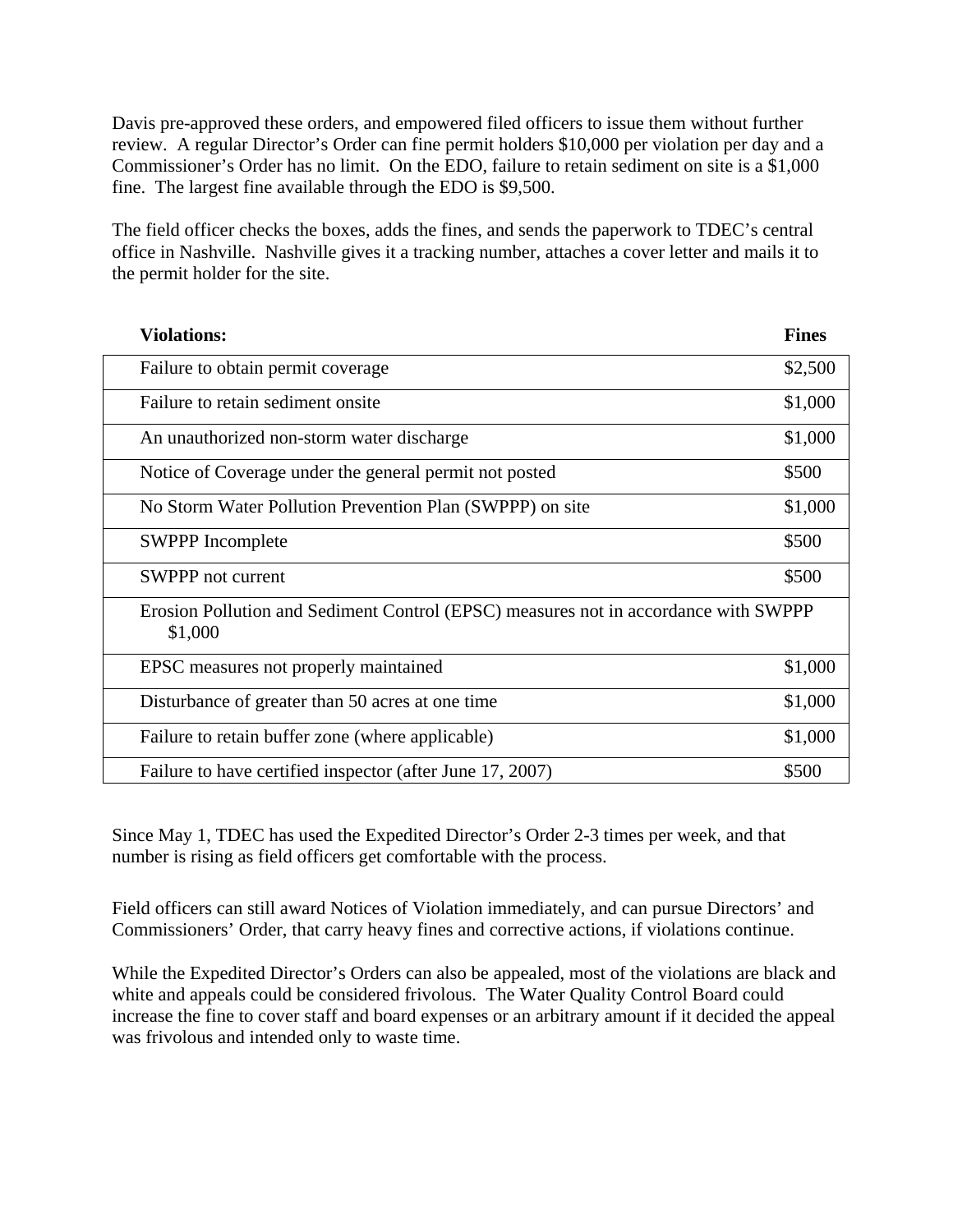Davis pre-approved these orders, and empowered filed officers to issue them without further review. A regular Director's Order can fine permit holders $10,000 per violation per day and a Commissioner's Order has no limit. On the EDO, failure to retain sediment on site is a $1,000 fine. The largest fine available through the EDO is $9,500.

The field officer checks the boxes, adds the fines, and sends the paperwork to TDEC's central office in Nashville. Nashville gives it a tracking number, attaches a cover letter and mails it to the permit holder for the site.

| **Violations:** | **Fines** |
|---|---|
| Failure to obtain permit coverage | $2,500 |
| Failure to retain sediment onsite | $1,000 |
| An unauthorized non-storm water discharge | $1,000 |
| Notice of Coverage under the general permit not posted | $500 |
| No Storm Water Pollution Prevention Plan (SWPPP) on site | $1,000 |
| SWPPP Incomplete | $500 |
| SWPPP not current | $500 |
| Erosion Pollution and Sediment Control (EPSC) measures not in accordance with SWPPP | $1,000 |
| EPSC measures not properly maintained | $1,000 |
| Disturbance of greater than 50 acres at one time | $1,000 |
| Failure to retain buffer zone (where applicable) | $1,000 |
| Failure to have certified inspector (after June 17, 2007) | $500 |

Since May 1, TDEC has used the Expedited Director's Order 2-3 times per week, and that number is rising as field officers get comfortable with the process.

Field officers can still award Notices of Violation immediately, and can pursue Directors' and Commissioners' Order, that carry heavy fines and corrective actions, if violations continue.

While the Expedited Director's Orders can also be appealed, most of the violations are black and white and appeals could be considered frivolous. The Water Quality Control Board could increase the fine to cover staff and board expenses or an arbitrary amount if it decided the appeal was frivolous and intended only to waste time.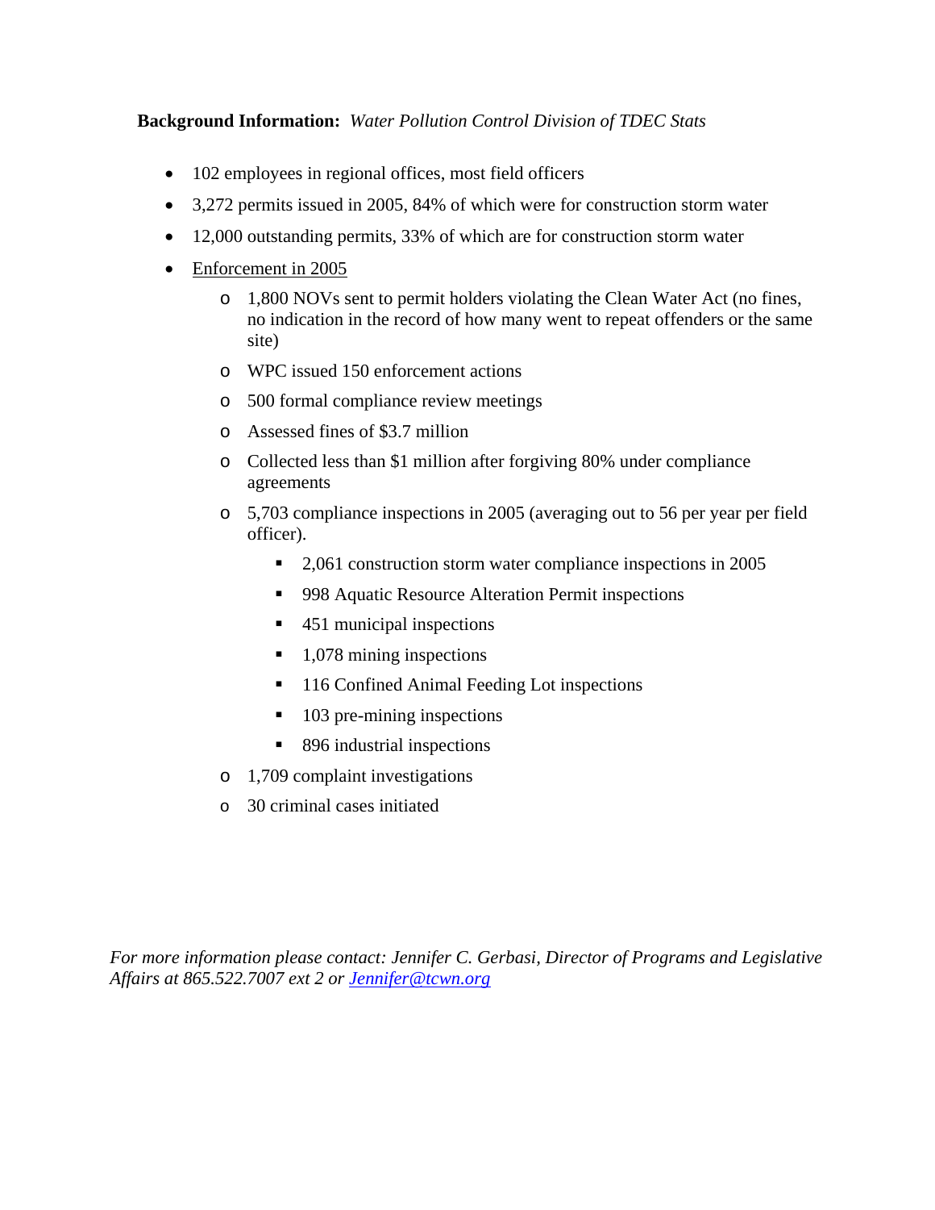**Background Information:** *Water Pollution Control Division of TDEC Stats*

- 102 employees in regional offices, most field officers
- 3,272 permits issued in 2005, 84% of which were for construction storm water
- 12,000 outstanding permits, 33% of which are for construction storm water
- <u>Enforcement in 2005</u>
  - 1,800 NOVs sent to permit holders violating the Clean Water Act (no fines, no indication in the record of how many went to repeat offenders or the same site)
  - WPC issued 150 enforcement actions
  - 500 formal compliance review meetings
  - Assessed fines of $3.7 million
  - Collected less than $1 million after forgiving 80% under compliance agreements
  - 5,703 compliance inspections in 2005 (averaging out to 56 per year per field officer).
    - 2,061 construction storm water compliance inspections in 2005
    - 998 Aquatic Resource Alteration Permit inspections
    - 451 municipal inspections
    - 1,078 mining inspections
    - 116 Confined Animal Feeding Lot inspections
    - 103 pre-mining inspections
    - 896 industrial inspections
  - 1,709 complaint investigations
  - 30 criminal cases initiated

*For more information please contact: Jennifer C. Gerbasi, Director of Programs and Legislative Affairs at 865.522.7007 ext 2 or [Jennifer@tcwn.org](mailto:Jennifer@tcwn.org)*